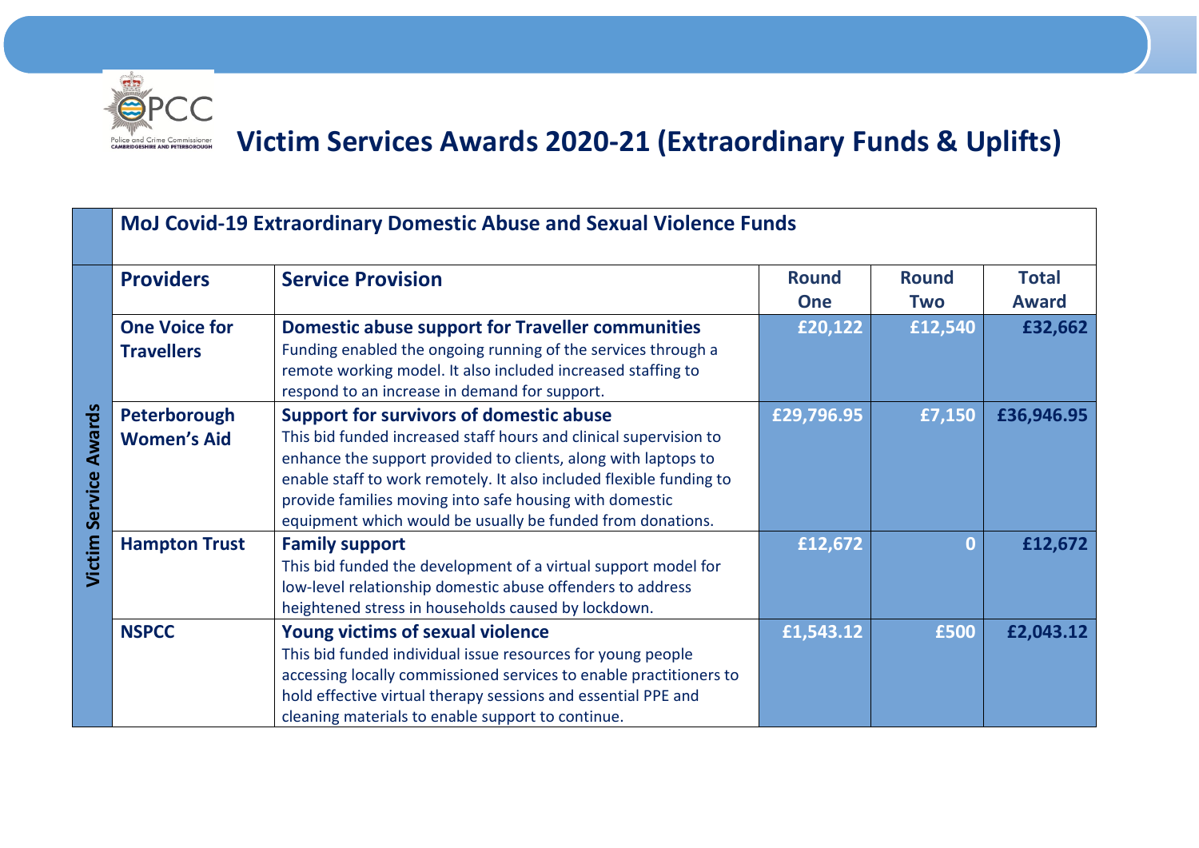# Victim Services Awards 2020-21 (Extraordinary Funds & Uplifts)

## MoJ Covid-19 Extraordinary Domestic Abuse and Sexual Violence Funds

**Victim Service Awards**

| Providers | Service Provision | Round One | Round Two | Total Award |
|---|---|---|---|---|
| **One Voice for Travellers** | **Domestic abuse support for Traveller communities**<br>Funding enabled the ongoing running of the services through a remote working model. It also included increased staffing to respond to an increase in demand for support. | £20,122 | £12,540 | £32,662 |
| **Peterborough Women's Aid** | **Support for survivors of domestic abuse**<br>This bid funded increased staff hours and clinical supervision to enhance the support provided to clients, along with laptops to enable staff to work remotely. It also included flexible funding to provide families moving into safe housing with domestic equipment which would be usually be funded from donations. | £29,796.95 | £7,150 | £36,946.95 |
| **Hampton Trust** | **Family support**<br>This bid funded the development of a virtual support model for low-level relationship domestic abuse offenders to address heightened stress in households caused by lockdown. | £12,672 | 0 | £12,672 |
| **NSPCC** | **Young victims of sexual violence**<br>This bid funded individual issue resources for young people accessing locally commissioned services to enable practitioners to hold effective virtual therapy sessions and essential PPE and cleaning materials to enable support to continue. | £1,543.12 | £500 | £2,043.12 |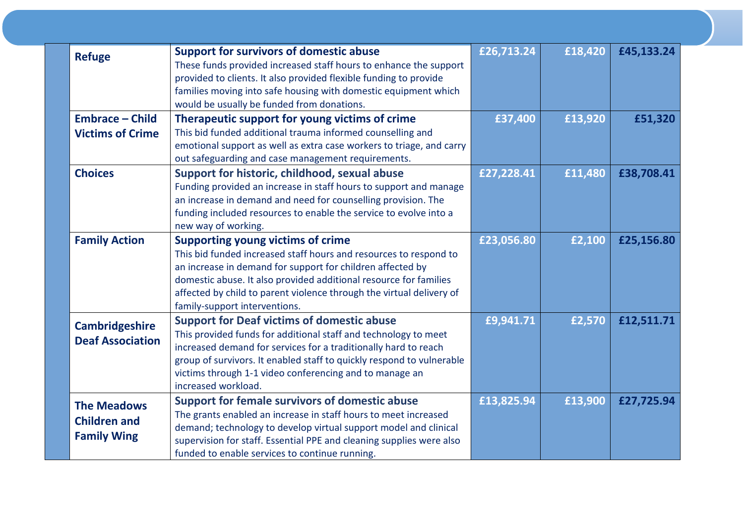| | Organisation | Description | | | |
|---|---|---|---|---|---|
| | **Refuge** | **Support for survivors of domestic abuse**<br>These funds provided increased staff hours to enhance the support provided to clients. It also provided flexible funding to provide families moving into safe housing with domestic equipment which would be usually be funded from donations. | **£26,713.24** | **£18,420** | **£45,133.24** |
| | **Embrace – Child Victims of Crime** | **Therapeutic support for young victims of crime**<br>This bid funded additional trauma informed counselling and emotional support as well as extra case workers to triage, and carry out safeguarding and case management requirements. | **£37,400** | **£13,920** | **£51,320** |
| | **Choices** | **Support for historic, childhood, sexual abuse**<br>Funding provided an increase in staff hours to support and manage an increase in demand and need for counselling provision. The funding included resources to enable the service to evolve into a new way of working. | **£27,228.41** | **£11,480** | **£38,708.41** |
| | **Family Action** | **Supporting young victims of crime**<br>This bid funded increased staff hours and resources to respond to an increase in demand for support for children affected by domestic abuse. It also provided additional resource for families affected by child to parent violence through the virtual delivery of family-support interventions. | **£23,056.80** | **£2,100** | **£25,156.80** |
| | **Cambridgeshire Deaf Association** | **Support for Deaf victims of domestic abuse**<br>This provided funds for additional staff and technology to meet increased demand for services for a traditionally hard to reach group of survivors. It enabled staff to quickly respond to vulnerable victims through 1-1 video conferencing and to manage an increased workload. | **£9,941.71** | **£2,570** | **£12,511.71** |
| | **The Meadows Children and Family Wing** | **Support for female survivors of domestic abuse**<br>The grants enabled an increase in staff hours to meet increased demand; technology to develop virtual support model and clinical supervision for staff. Essential PPE and cleaning supplies were also funded to enable services to continue running. | **£13,825.94** | **£13,900** | **£27,725.94** |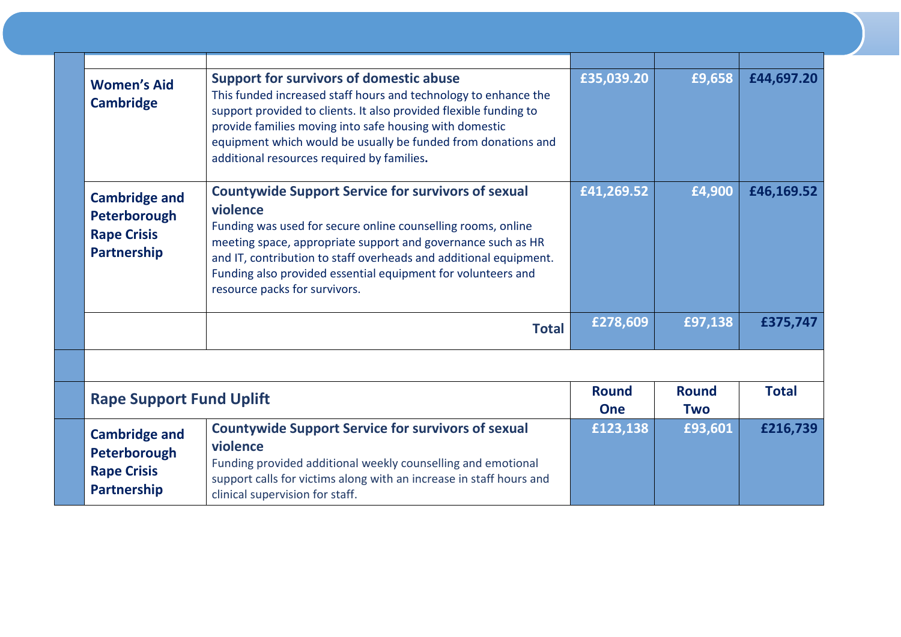| | | | | |
|---|---|---|---|---|
| **Women's Aid Cambridge** | **Support for survivors of domestic abuse**<br>This funded increased staff hours and technology to enhance the support provided to clients. It also provided flexible funding to provide families moving into safe housing with domestic equipment which would be usually be funded from donations and additional resources required by families. | £35,039.20 | £9,658 | £44,697.20 |
| **Cambridge and Peterborough Rape Crisis Partnership** | **Countywide Support Service for survivors of sexual violence**<br>Funding was used for secure online counselling rooms, online meeting space, appropriate support and governance such as HR and IT, contribution to staff overheads and additional equipment. Funding also provided essential equipment for volunteers and resource packs for survivors. | £41,269.52 | £4,900 | £46,169.52 |
| | **Total** | £278,609 | £97,138 | £375,747 |

| **Rape Support Fund Uplift** | | **Round One** | **Round Two** | **Total** |
|---|---|---|---|---|
| **Cambridge and Peterborough Rape Crisis Partnership** | **Countywide Support Service for survivors of sexual violence**<br>Funding provided additional weekly counselling and emotional support calls for victims along with an increase in staff hours and clinical supervision for staff. | £123,138 | £93,601 | £216,739 |